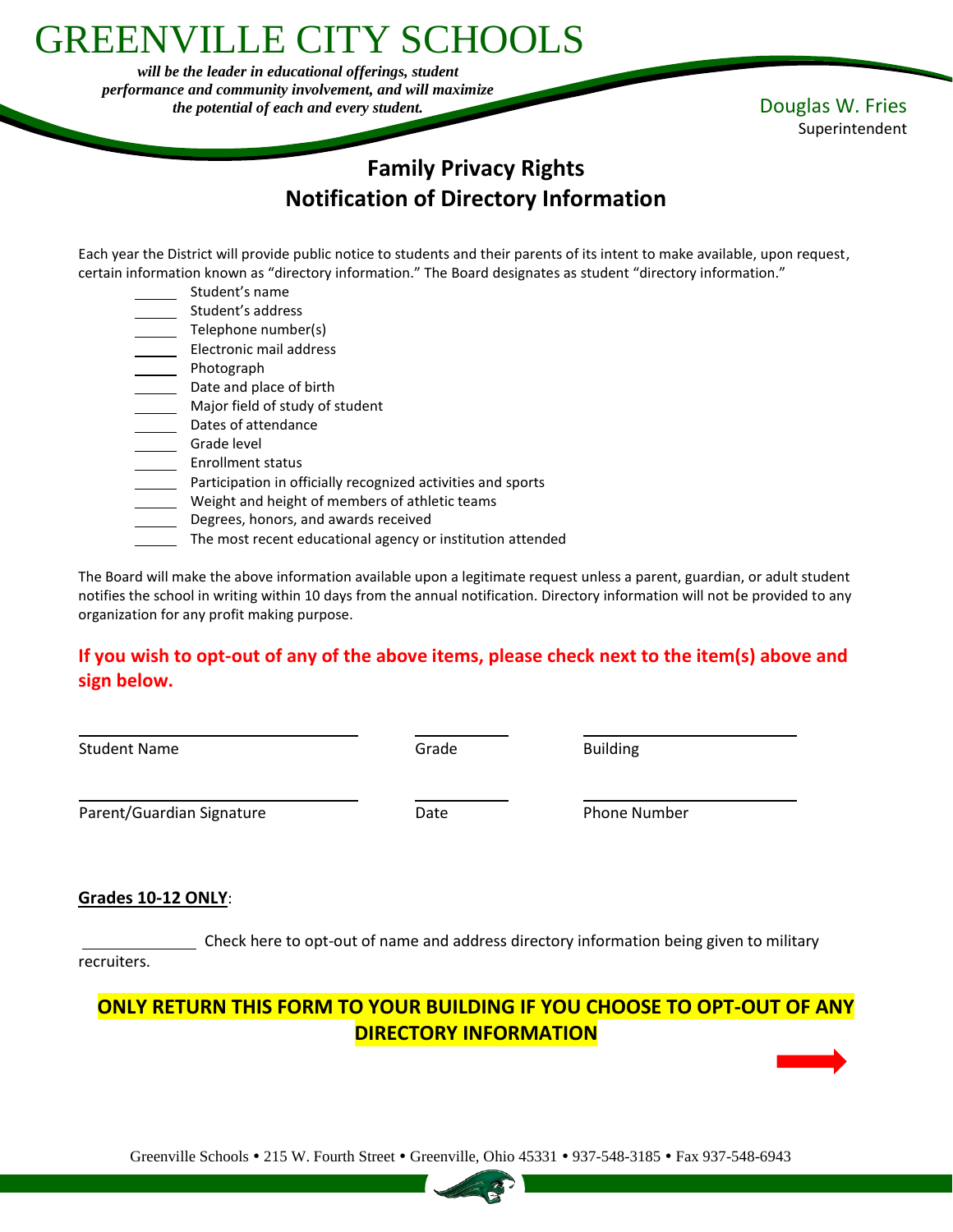# GREENVILLE CITY SCHOOLS

***will be the leader in educational offerings, student performance and community involvement, and will maximize the potential of each and every student.***

Douglas W. Fries
Superintendent

## Family Privacy Rights
## Notification of Directory Information

Each year the District will provide public notice to students and their parents of its intent to make available, upon request, certain information known as "directory information." The Board designates as student "directory information."

_____ Student's name
_____ Student's address
_____ Telephone number(s)
_____ Electronic mail address
_____ Photograph
_____ Date and place of birth
_____ Major field of study of student
_____ Dates of attendance
_____ Grade level
_____ Enrollment status
_____ Participation in officially recognized activities and sports
_____ Weight and height of members of athletic teams
_____ Degrees, honors, and awards received
_____ The most recent educational agency or institution attended

The Board will make the above information available upon a legitimate request unless a parent, guardian, or adult student notifies the school in writing within 10 days from the annual notification. Directory information will not be provided to any organization for any profit making purpose.

**If you wish to opt-out of any of the above items, please check next to the item(s) above and sign below.**

| ______________________ | ________ | ______________________ |
|---|---|---|
| Student Name | Grade | Building |
| ______________________ | ________ | ______________________ |
| Parent/Guardian Signature | Date | Phone Number |

**Grades 10-12 ONLY**:

__________ Check here to opt-out of name and address directory information being given to military recruiters.

**ONLY RETURN THIS FORM TO YOUR BUILDING IF YOU CHOOSE TO OPT-OUT OF ANY DIRECTORY INFORMATION**

Greenville Schools • 215 W. Fourth Street • Greenville, Ohio 45331 • 937-548-3185 • Fax 937-548-6943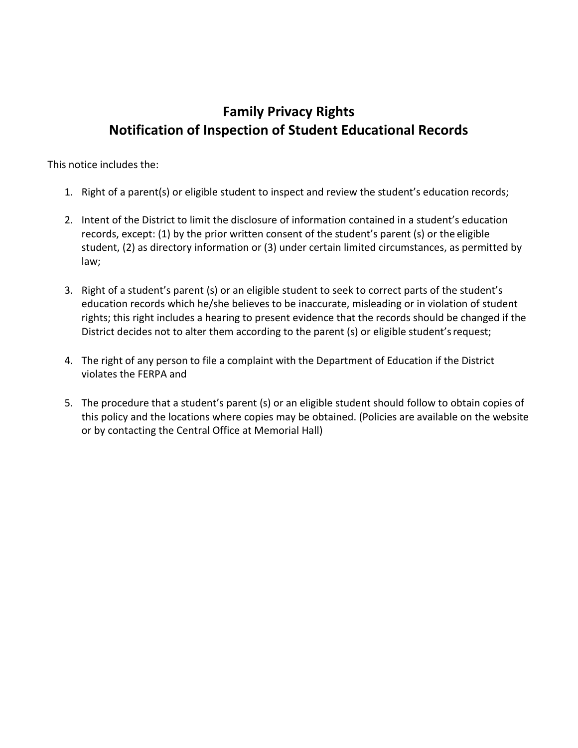# Family Privacy Rights
# Notification of Inspection of Student Educational Records

This notice includes the:

1. Right of a parent(s) or eligible student to inspect and review the student's education records;

2. Intent of the District to limit the disclosure of information contained in a student's education records, except: (1) by the prior written consent of the student's parent (s) or the eligible student, (2) as directory information or (3) under certain limited circumstances, as permitted by law;

3. Right of a student's parent (s) or an eligible student to seek to correct parts of the student's education records which he/she believes to be inaccurate, misleading or in violation of student rights; this right includes a hearing to present evidence that the records should be changed if the District decides not to alter them according to the parent (s) or eligible student's request;

4. The right of any person to file a complaint with the Department of Education if the District violates the FERPA and

5. The procedure that a student's parent (s) or an eligible student should follow to obtain copies of this policy and the locations where copies may be obtained. (Policies are available on the website or by contacting the Central Office at Memorial Hall)